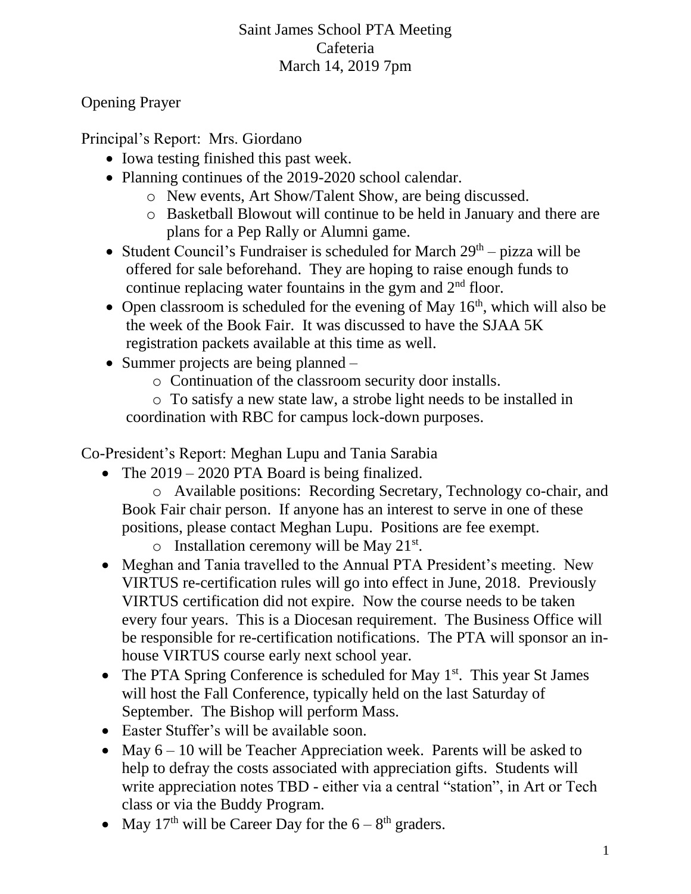# Saint James School PTA Meeting
Cafeteria
March 14, 2019 7pm

Opening Prayer

Principal's Report: Mrs. Giordano

- Iowa testing finished this past week.
- Planning continues of the 2019-2020 school calendar.
  - New events, Art Show/Talent Show, are being discussed.
  - Basketball Blowout will continue to be held in January and there are plans for a Pep Rally or Alumni game.
- Student Council's Fundraiser is scheduled for March 29th – pizza will be offered for sale beforehand. They are hoping to raise enough funds to continue replacing water fountains in the gym and 2nd floor.
- Open classroom is scheduled for the evening of May 16th, which will also be the week of the Book Fair. It was discussed to have the SJAA 5K registration packets available at this time as well.
- Summer projects are being planned –
  - Continuation of the classroom security door installs.
  - To satisfy a new state law, a strobe light needs to be installed in coordination with RBC for campus lock-down purposes.

Co-President's Report: Meghan Lupu and Tania Sarabia

- The 2019 – 2020 PTA Board is being finalized.
  - Available positions: Recording Secretary, Technology co-chair, and Book Fair chair person. If anyone has an interest to serve in one of these positions, please contact Meghan Lupu. Positions are fee exempt.
  - Installation ceremony will be May 21st.
- Meghan and Tania travelled to the Annual PTA President's meeting. New VIRTUS re-certification rules will go into effect in June, 2018. Previously VIRTUS certification did not expire. Now the course needs to be taken every four years. This is a Diocesan requirement. The Business Office will be responsible for re-certification notifications. The PTA will sponsor an in-house VIRTUS course early next school year.
- The PTA Spring Conference is scheduled for May 1st. This year St James will host the Fall Conference, typically held on the last Saturday of September. The Bishop will perform Mass.
- Easter Stuffer's will be available soon.
- May 6 – 10 will be Teacher Appreciation week. Parents will be asked to help to defray the costs associated with appreciation gifts. Students will write appreciation notes TBD - either via a central "station", in Art or Tech class or via the Buddy Program.
- May 17th will be Career Day for the 6 – 8th graders.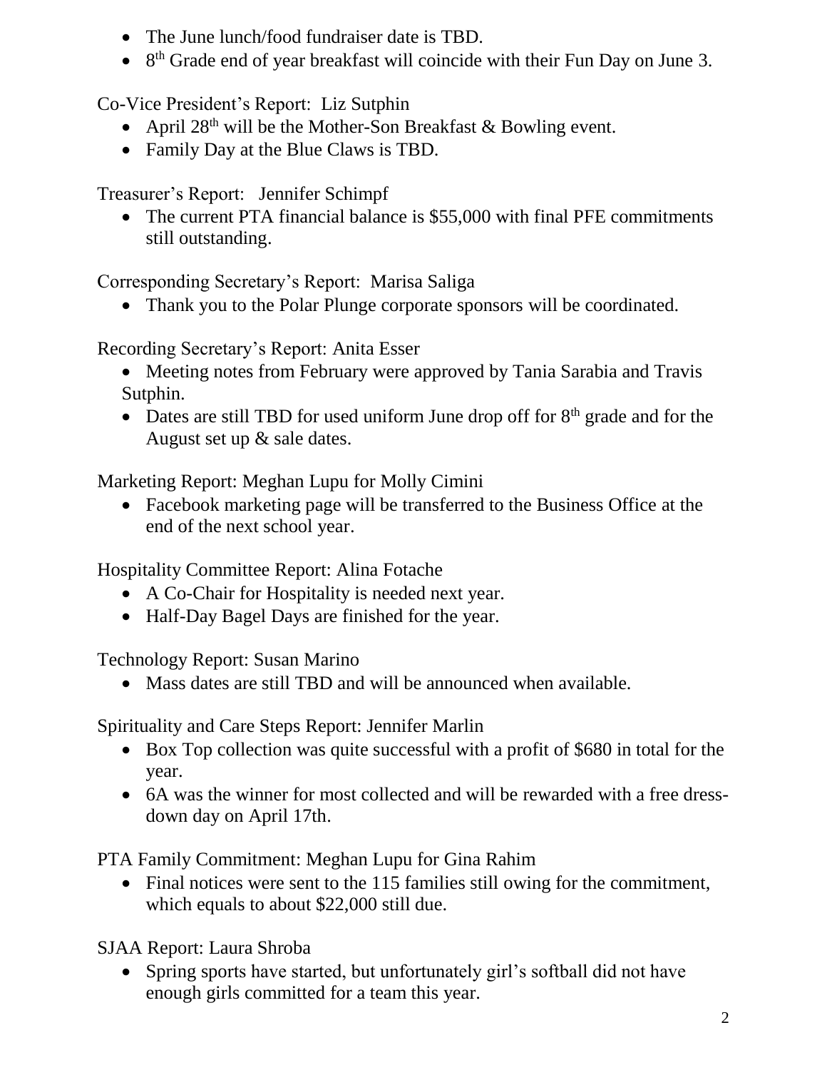- The June lunch/food fundraiser date is TBD.
- 8th Grade end of year breakfast will coincide with their Fun Day on June 3.

Co-Vice President's Report: Liz Sutphin

- April 28th will be the Mother-Son Breakfast & Bowling event.
- Family Day at the Blue Claws is TBD.

Treasurer's Report: Jennifer Schimpf

- The current PTA financial balance is $55,000 with final PFE commitments still outstanding.

Corresponding Secretary's Report: Marisa Saliga

- Thank you to the Polar Plunge corporate sponsors will be coordinated.

Recording Secretary's Report: Anita Esser

- Meeting notes from February were approved by Tania Sarabia and Travis Sutphin.
- Dates are still TBD for used uniform June drop off for 8th grade and for the August set up & sale dates.

Marketing Report: Meghan Lupu for Molly Cimini

- Facebook marketing page will be transferred to the Business Office at the end of the next school year.

Hospitality Committee Report: Alina Fotache

- A Co-Chair for Hospitality is needed next year.
- Half-Day Bagel Days are finished for the year.

Technology Report: Susan Marino

- Mass dates are still TBD and will be announced when available.

Spirituality and Care Steps Report: Jennifer Marlin

- Box Top collection was quite successful with a profit of $680 in total for the year.
- 6A was the winner for most collected and will be rewarded with a free dress-down day on April 17th.

PTA Family Commitment: Meghan Lupu for Gina Rahim

- Final notices were sent to the 115 families still owing for the commitment, which equals to about $22,000 still due.

SJAA Report: Laura Shroba

- Spring sports have started, but unfortunately girl's softball did not have enough girls committed for a team this year.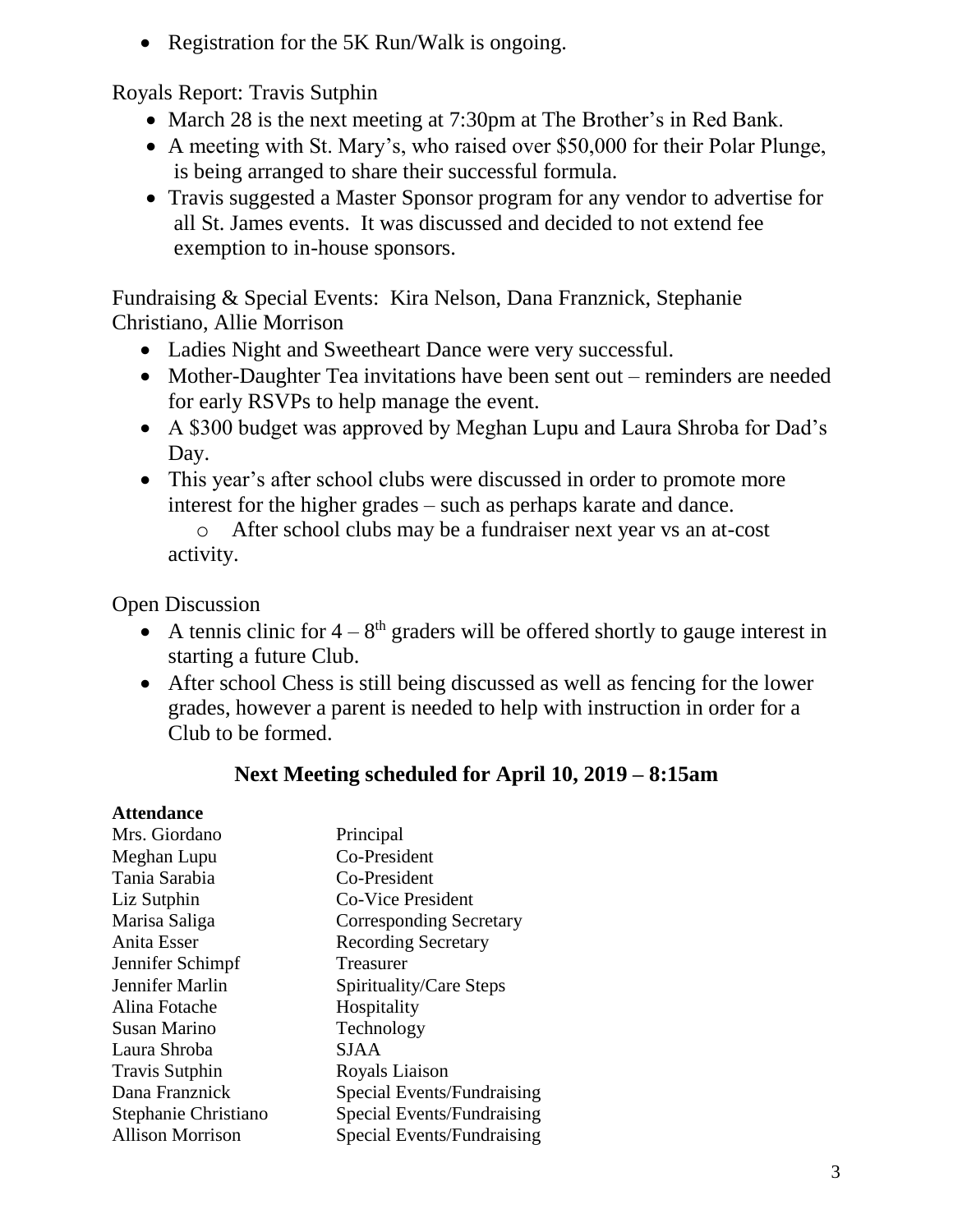- Registration for the 5K Run/Walk is ongoing.

Royals Report: Travis Sutphin

- March 28 is the next meeting at 7:30pm at The Brother's in Red Bank.
- A meeting with St. Mary's, who raised over $50,000 for their Polar Plunge, is being arranged to share their successful formula.
- Travis suggested a Master Sponsor program for any vendor to advertise for all St. James events. It was discussed and decided to not extend fee exemption to in-house sponsors.

Fundraising & Special Events: Kira Nelson, Dana Franznick, Stephanie Christiano, Allie Morrison

- Ladies Night and Sweetheart Dance were very successful.
- Mother-Daughter Tea invitations have been sent out – reminders are needed for early RSVPs to help manage the event.
- A $300 budget was approved by Meghan Lupu and Laura Shroba for Dad's Day.
- This year's after school clubs were discussed in order to promote more interest for the higher grades – such as perhaps karate and dance.
  - After school clubs may be a fundraiser next year vs an at-cost activity.

Open Discussion

- A tennis clinic for 4 – 8th graders will be offered shortly to gauge interest in starting a future Club.
- After school Chess is still being discussed as well as fencing for the lower grades, however a parent is needed to help with instruction in order for a Club to be formed.

## Next Meeting scheduled for April 10, 2019 – 8:15am

**Attendance**

| | |
|---|---|
| Mrs. Giordano | Principal |
| Meghan Lupu | Co-President |
| Tania Sarabia | Co-President |
| Liz Sutphin | Co-Vice President |
| Marisa Saliga | Corresponding Secretary |
| Anita Esser | Recording Secretary |
| Jennifer Schimpf | Treasurer |
| Jennifer Marlin | Spirituality/Care Steps |
| Alina Fotache | Hospitality |
| Susan Marino | Technology |
| Laura Shroba | SJAA |
| Travis Sutphin | Royals Liaison |
| Dana Franznick | Special Events/Fundraising |
| Stephanie Christiano | Special Events/Fundraising |
| Allison Morrison | Special Events/Fundraising |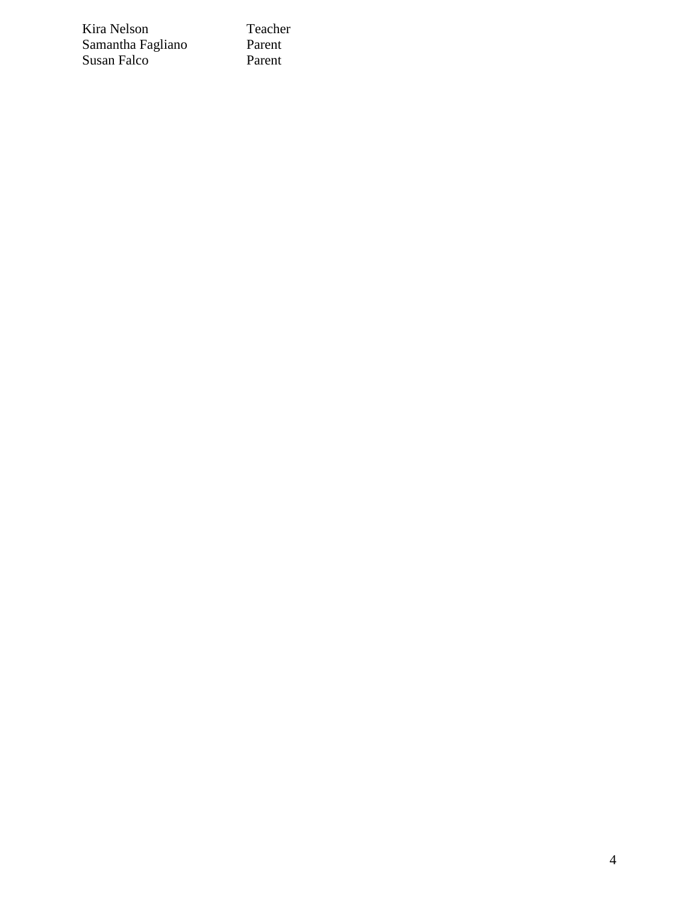| | |
|---|---|
| Kira Nelson | Teacher |
| Samantha Fagliano | Parent |
| Susan Falco | Parent |